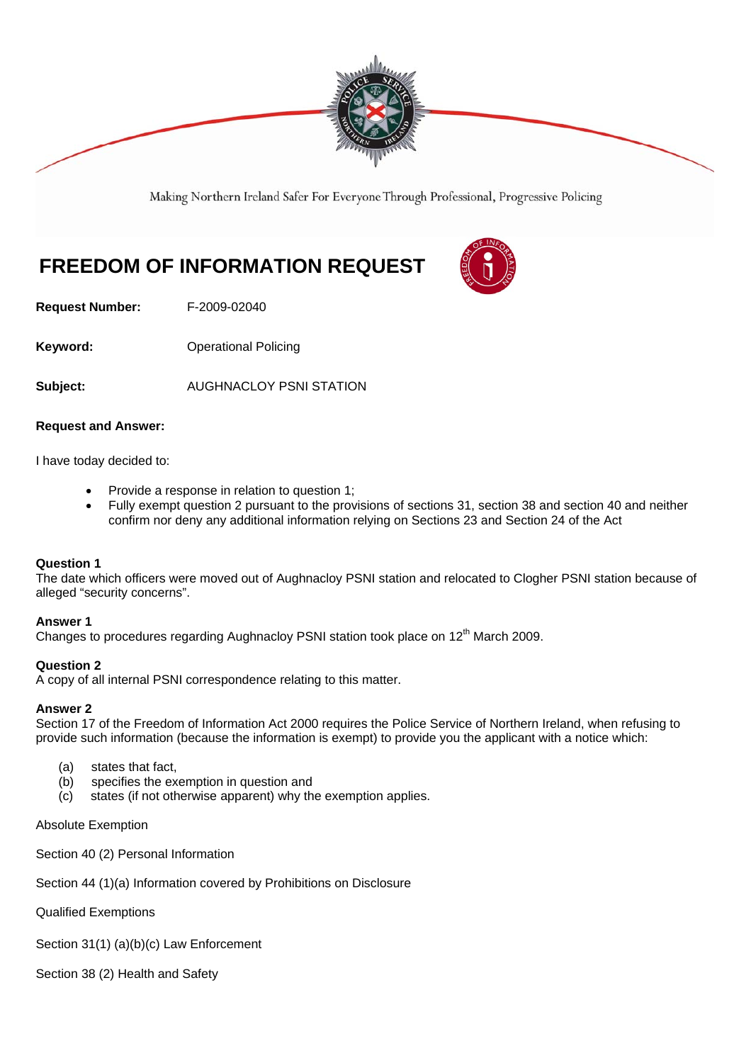Making Northern Ireland Safer For Everyone Through Professional, Progressive Policing

# FREEDOM OF INFORMATION REQUEST

**Request Number:** F-2009-02040

**Keyword:** Operational Policing

**Subject:** AUGHNACLOY PSNI STATION

**Request and Answer:**

I have today decided to:

- Provide a response in relation to question 1;
- Fully exempt question 2 pursuant to the provisions of sections 31, section 38 and section 40 and neither confirm nor deny any additional information relying on Sections 23 and Section 24 of the Act

**Question 1**
The date which officers were moved out of Aughnacloy PSNI station and relocated to Clogher PSNI station because of alleged "security concerns".

**Answer 1**
Changes to procedures regarding Aughnacloy PSNI station took place on 12th March 2009.

**Question 2**
A copy of all internal PSNI correspondence relating to this matter.

**Answer 2**
Section 17 of the Freedom of Information Act 2000 requires the Police Service of Northern Ireland, when refusing to provide such information (because the information is exempt) to provide you the applicant with a notice which:

(a) states that fact,
(b) specifies the exemption in question and
(c) states (if not otherwise apparent) why the exemption applies.

Absolute Exemption

Section 40 (2) Personal Information

Section 44 (1)(a) Information covered by Prohibitions on Disclosure

Qualified Exemptions

Section 31(1) (a)(b)(c) Law Enforcement

Section 38 (2) Health and Safety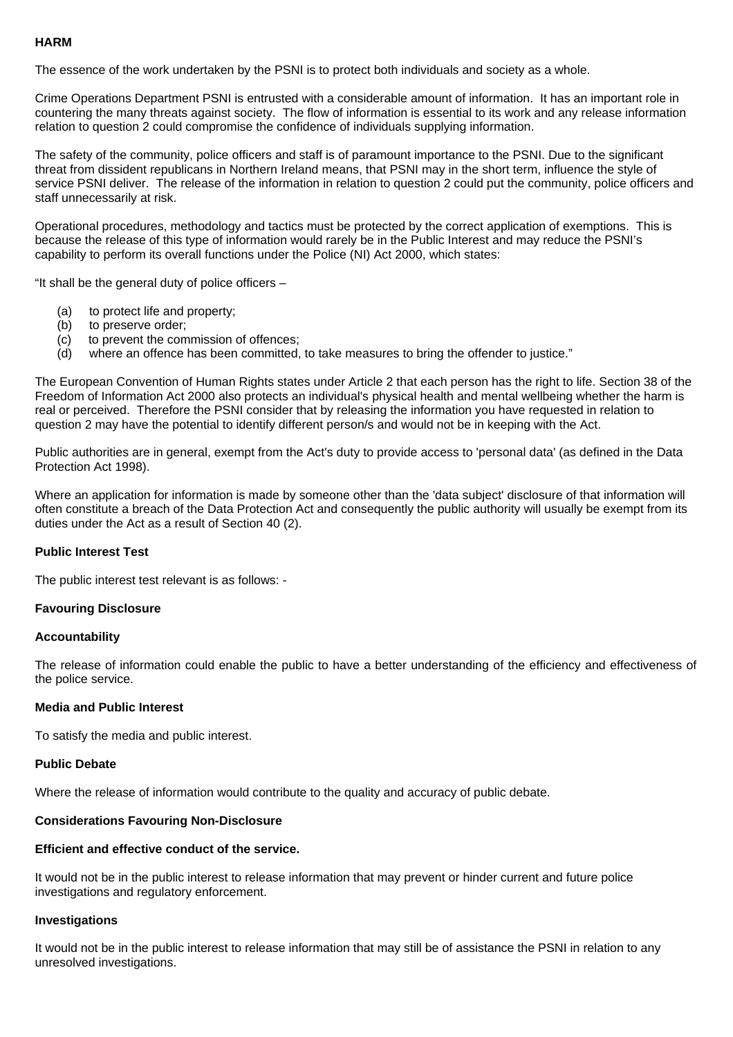**HARM**

The essence of the work undertaken by the PSNI is to protect both individuals and society as a whole.

Crime Operations Department PSNI is entrusted with a considerable amount of information. It has an important role in countering the many threats against society. The flow of information is essential to its work and any release information relation to question 2 could compromise the confidence of individuals supplying information.

The safety of the community, police officers and staff is of paramount importance to the PSNI. Due to the significant threat from dissident republicans in Northern Ireland means, that PSNI may in the short term, influence the style of service PSNI deliver. The release of the information in relation to question 2 could put the community, police officers and staff unnecessarily at risk.

Operational procedures, methodology and tactics must be protected by the correct application of exemptions. This is because the release of this type of information would rarely be in the Public Interest and may reduce the PSNI's capability to perform its overall functions under the Police (NI) Act 2000, which states:

"It shall be the general duty of police officers –

(a) to protect life and property;
(b) to preserve order;
(c) to prevent the commission of offences;
(d) where an offence has been committed, to take measures to bring the offender to justice."

The European Convention of Human Rights states under Article 2 that each person has the right to life. Section 38 of the Freedom of Information Act 2000 also protects an individual's physical health and mental wellbeing whether the harm is real or perceived. Therefore the PSNI consider that by releasing the information you have requested in relation to question 2 may have the potential to identify different person/s and would not be in keeping with the Act.

Public authorities are in general, exempt from the Act's duty to provide access to 'personal data' (as defined in the Data Protection Act 1998).

Where an application for information is made by someone other than the 'data subject' disclosure of that information will often constitute a breach of the Data Protection Act and consequently the public authority will usually be exempt from its duties under the Act as a result of Section 40 (2).

**Public Interest Test**

The public interest test relevant is as follows: -

**Favouring Disclosure**

**Accountability**

The release of information could enable the public to have a better understanding of the efficiency and effectiveness of the police service.

**Media and Public Interest**

To satisfy the media and public interest.

**Public Debate**

Where the release of information would contribute to the quality and accuracy of public debate.

**Considerations Favouring Non-Disclosure**

**Efficient and effective conduct of the service.**

It would not be in the public interest to release information that may prevent or hinder current and future police investigations and regulatory enforcement.

**Investigations**

It would not be in the public interest to release information that may still be of assistance the PSNI in relation to any unresolved investigations.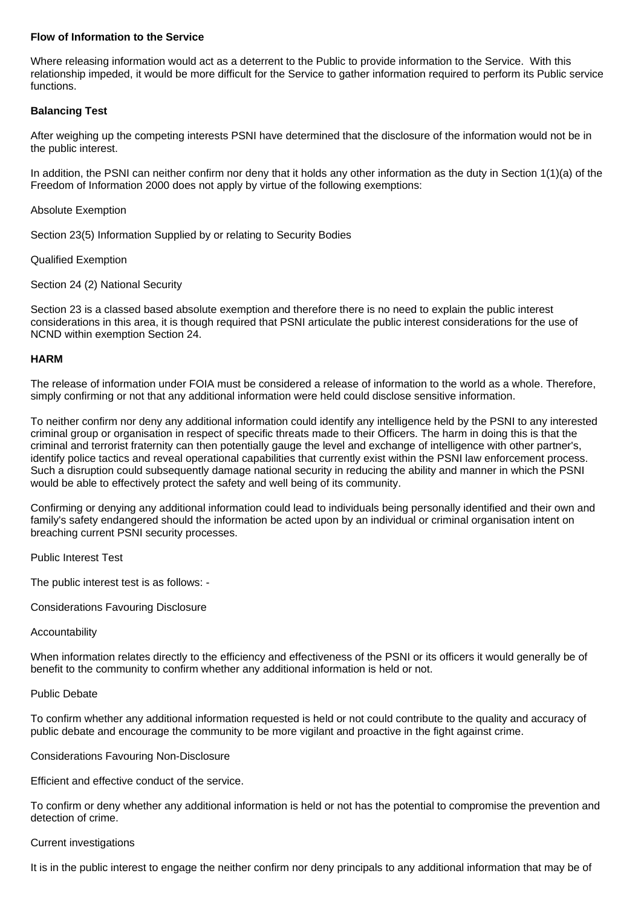**Flow of Information to the Service**

Where releasing information would act as a deterrent to the Public to provide information to the Service. With this relationship impeded, it would be more difficult for the Service to gather information required to perform its Public service functions.

**Balancing Test**

After weighing up the competing interests PSNI have determined that the disclosure of the information would not be in the public interest.

In addition, the PSNI can neither confirm nor deny that it holds any other information as the duty in Section 1(1)(a) of the Freedom of Information 2000 does not apply by virtue of the following exemptions:

Absolute Exemption

Section 23(5) Information Supplied by or relating to Security Bodies

Qualified Exemption

Section 24 (2) National Security

Section 23 is a classed based absolute exemption and therefore there is no need to explain the public interest considerations in this area, it is though required that PSNI articulate the public interest considerations for the use of NCND within exemption Section 24.

**HARM**

The release of information under FOIA must be considered a release of information to the world as a whole. Therefore, simply confirming or not that any additional information were held could disclose sensitive information.

To neither confirm nor deny any additional information could identify any intelligence held by the PSNI to any interested criminal group or organisation in respect of specific threats made to their Officers. The harm in doing this is that the criminal and terrorist fraternity can then potentially gauge the level and exchange of intelligence with other partner's, identify police tactics and reveal operational capabilities that currently exist within the PSNI law enforcement process. Such a disruption could subsequently damage national security in reducing the ability and manner in which the PSNI would be able to effectively protect the safety and well being of its community.

Confirming or denying any additional information could lead to individuals being personally identified and their own and family's safety endangered should the information be acted upon by an individual or criminal organisation intent on breaching current PSNI security processes.

Public Interest Test

The public interest test is as follows: -

Considerations Favouring Disclosure

Accountability

When information relates directly to the efficiency and effectiveness of the PSNI or its officers it would generally be of benefit to the community to confirm whether any additional information is held or not.

Public Debate

To confirm whether any additional information requested is held or not could contribute to the quality and accuracy of public debate and encourage the community to be more vigilant and proactive in the fight against crime.

Considerations Favouring Non-Disclosure

Efficient and effective conduct of the service.

To confirm or deny whether any additional information is held or not has the potential to compromise the prevention and detection of crime.

Current investigations

It is in the public interest to engage the neither confirm nor deny principals to any additional information that may be of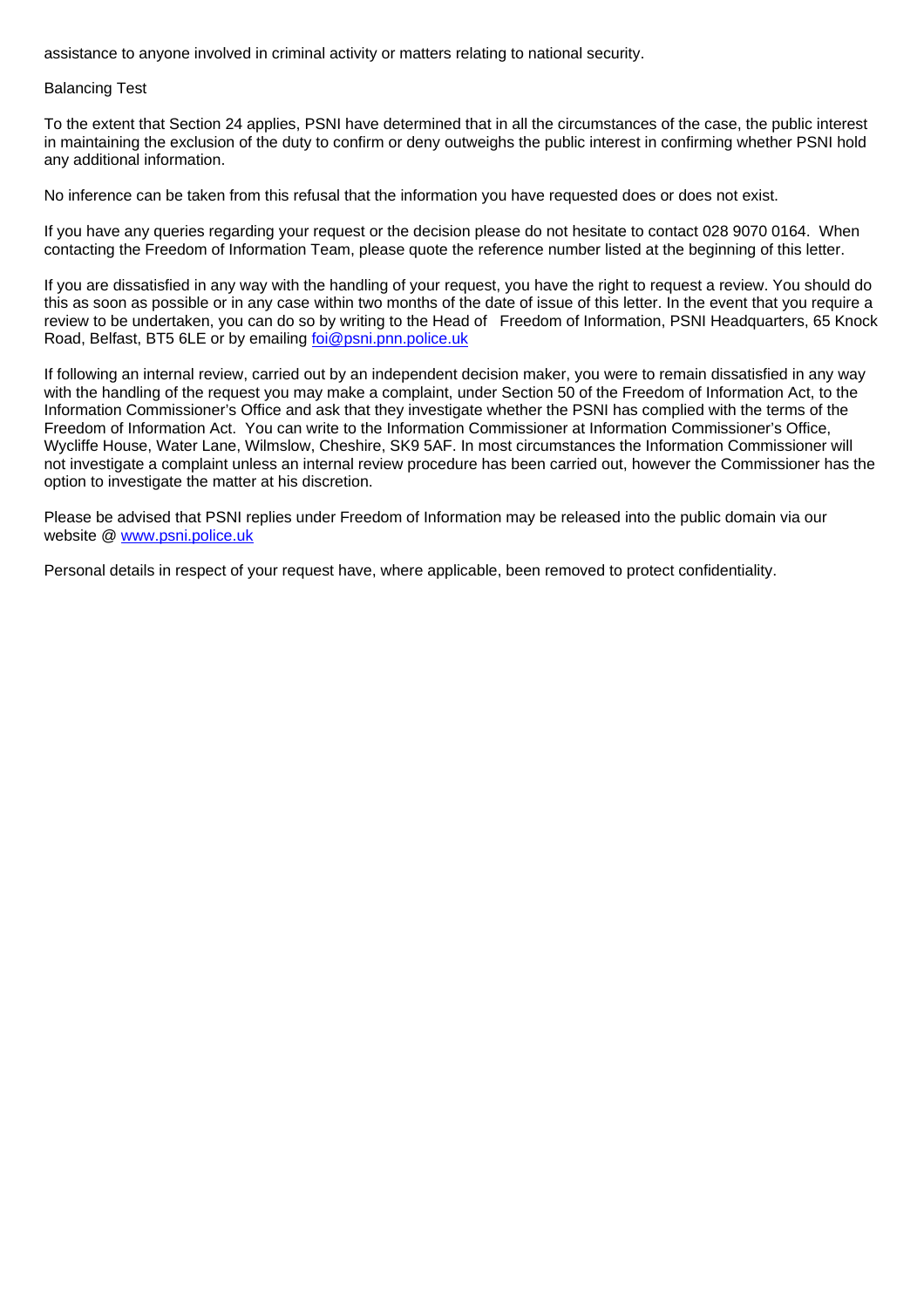assistance to anyone involved in criminal activity or matters relating to national security.

Balancing Test

To the extent that Section 24 applies, PSNI have determined that in all the circumstances of the case, the public interest in maintaining the exclusion of the duty to confirm or deny outweighs the public interest in confirming whether PSNI hold any additional information.

No inference can be taken from this refusal that the information you have requested does or does not exist.

If you have any queries regarding your request or the decision please do not hesitate to contact 028 9070 0164. When contacting the Freedom of Information Team, please quote the reference number listed at the beginning of this letter.

If you are dissatisfied in any way with the handling of your request, you have the right to request a review. You should do this as soon as possible or in any case within two months of the date of issue of this letter. In the event that you require a review to be undertaken, you can do so by writing to the Head of Freedom of Information, PSNI Headquarters, 65 Knock Road, Belfast, BT5 6LE or by emailing [foi@psni.pnn.police.uk](mailto:foi@psni.pnn.police.uk)

If following an internal review, carried out by an independent decision maker, you were to remain dissatisfied in any way with the handling of the request you may make a complaint, under Section 50 of the Freedom of Information Act, to the Information Commissioner's Office and ask that they investigate whether the PSNI has complied with the terms of the Freedom of Information Act. You can write to the Information Commissioner at Information Commissioner's Office, Wycliffe House, Water Lane, Wilmslow, Cheshire, SK9 5AF. In most circumstances the Information Commissioner will not investigate a complaint unless an internal review procedure has been carried out, however the Commissioner has the option to investigate the matter at his discretion.

Please be advised that PSNI replies under Freedom of Information may be released into the public domain via our website @ [www.psni.police.uk](http://www.psni.police.uk)

Personal details in respect of your request have, where applicable, been removed to protect confidentiality.